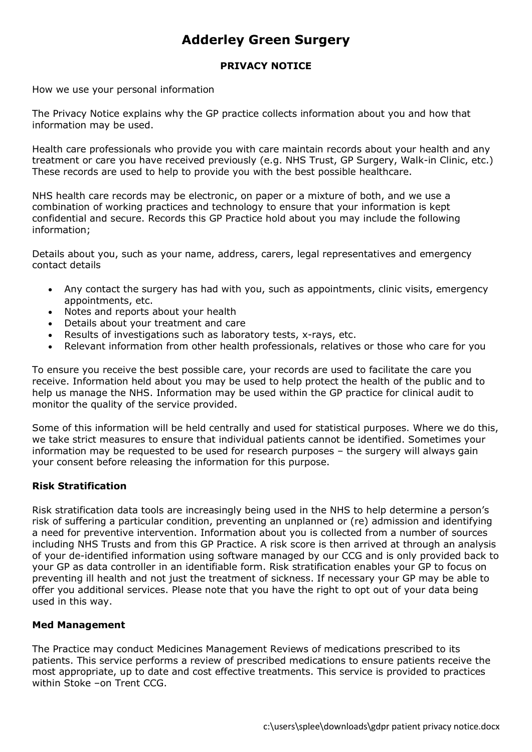# Adderley Green Surgery

## PRIVACY NOTICE

How we use your personal information

The Privacy Notice explains why the GP practice collects information about you and how that information may be used.

Health care professionals who provide you with care maintain records about your health and any treatment or care you have received previously (e.g. NHS Trust, GP Surgery, Walk-in Clinic, etc.) These records are used to help to provide you with the best possible healthcare.

NHS health care records may be electronic, on paper or a mixture of both, and we use a combination of working practices and technology to ensure that your information is kept confidential and secure. Records this GP Practice hold about you may include the following information;

Details about you, such as your name, address, carers, legal representatives and emergency contact details

- Any contact the surgery has had with you, such as appointments, clinic visits, emergency appointments, etc.
- Notes and reports about your health
- Details about your treatment and care
- Results of investigations such as laboratory tests, x-rays, etc.
- Relevant information from other health professionals, relatives or those who care for you

To ensure you receive the best possible care, your records are used to facilitate the care you receive. Information held about you may be used to help protect the health of the public and to help us manage the NHS. Information may be used within the GP practice for clinical audit to monitor the quality of the service provided.

Some of this information will be held centrally and used for statistical purposes. Where we do this, we take strict measures to ensure that individual patients cannot be identified. Sometimes your information may be requested to be used for research purposes – the surgery will always gain your consent before releasing the information for this purpose.

### Risk Stratification

Risk stratification data tools are increasingly being used in the NHS to help determine a person's risk of suffering a particular condition, preventing an unplanned or (re) admission and identifying a need for preventive intervention. Information about you is collected from a number of sources including NHS Trusts and from this GP Practice. A risk score is then arrived at through an analysis of your de-identified information using software managed by our CCG and is only provided back to your GP as data controller in an identifiable form. Risk stratification enables your GP to focus on preventing ill health and not just the treatment of sickness. If necessary your GP may be able to offer you additional services. Please note that you have the right to opt out of your data being used in this way.

### Med Management

The Practice may conduct Medicines Management Reviews of medications prescribed to its patients. This service performs a review of prescribed medications to ensure patients receive the most appropriate, up to date and cost effective treatments. This service is provided to practices within Stoke –on Trent CCG.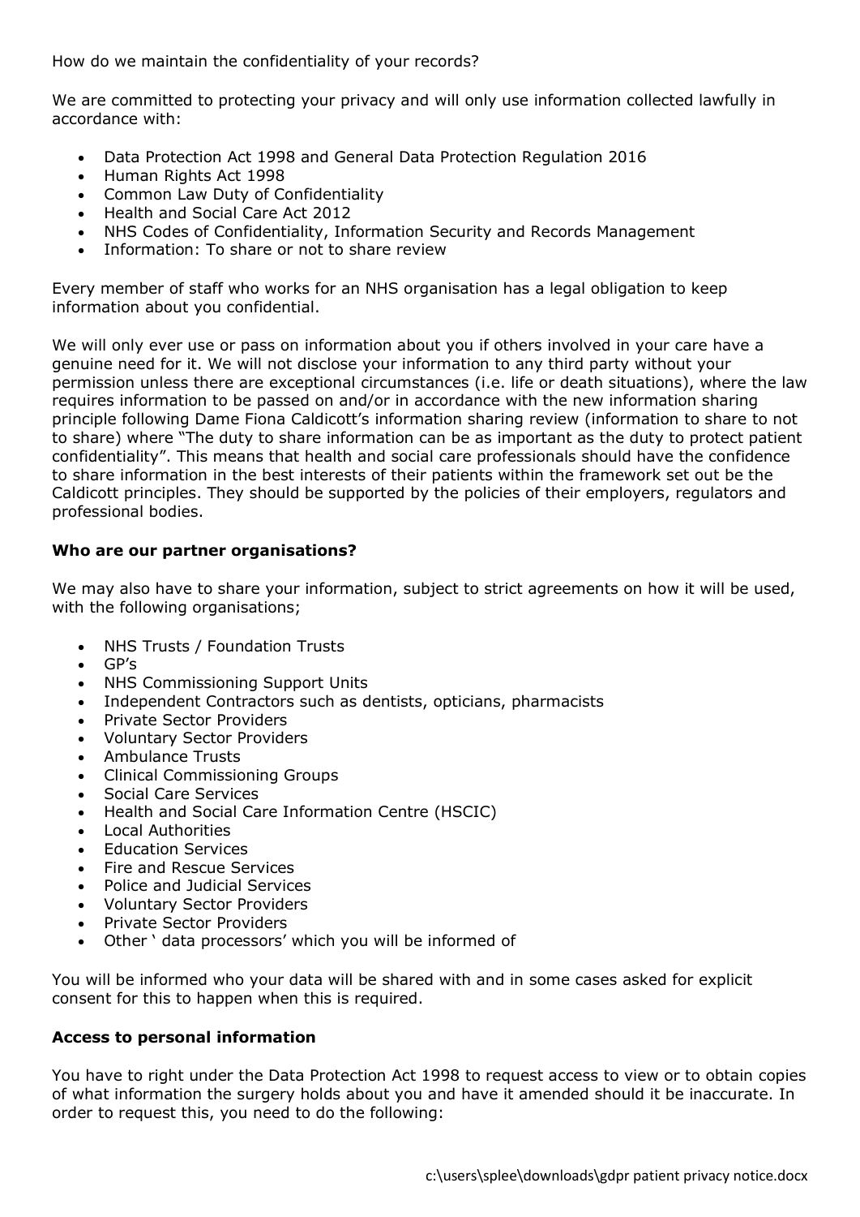How do we maintain the confidentiality of your records?

We are committed to protecting your privacy and will only use information collected lawfully in accordance with:

- Data Protection Act 1998 and General Data Protection Regulation 2016
- Human Rights Act 1998
- Common Law Duty of Confidentiality
- Health and Social Care Act 2012
- NHS Codes of Confidentiality, Information Security and Records Management
- Information: To share or not to share review

Every member of staff who works for an NHS organisation has a legal obligation to keep information about you confidential.

We will only ever use or pass on information about you if others involved in your care have a genuine need for it. We will not disclose your information to any third party without your permission unless there are exceptional circumstances (i.e. life or death situations), where the law requires information to be passed on and/or in accordance with the new information sharing principle following Dame Fiona Caldicott's information sharing review (information to share to not to share) where "The duty to share information can be as important as the duty to protect patient confidentiality". This means that health and social care professionals should have the confidence to share information in the best interests of their patients within the framework set out be the Caldicott principles. They should be supported by the policies of their employers, regulators and professional bodies.

**Who are our partner organisations?**

We may also have to share your information, subject to strict agreements on how it will be used, with the following organisations;

- NHS Trusts / Foundation Trusts
- GP's
- NHS Commissioning Support Units
- Independent Contractors such as dentists, opticians, pharmacists
- Private Sector Providers
- Voluntary Sector Providers
- Ambulance Trusts
- Clinical Commissioning Groups
- Social Care Services
- Health and Social Care Information Centre (HSCIC)
- Local Authorities
- Education Services
- Fire and Rescue Services
- Police and Judicial Services
- Voluntary Sector Providers
- Private Sector Providers
- Other ' data processors' which you will be informed of

You will be informed who your data will be shared with and in some cases asked for explicit consent for this to happen when this is required.

**Access to personal information**

You have to right under the Data Protection Act 1998 to request access to view or to obtain copies of what information the surgery holds about you and have it amended should it be inaccurate. In order to request this, you need to do the following: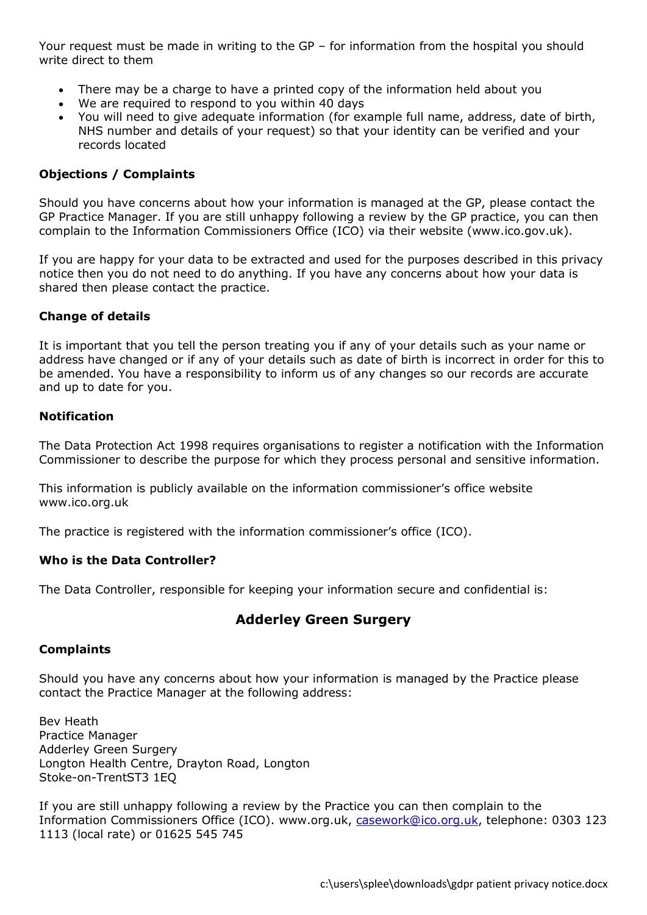Your request must be made in writing to the GP – for information from the hospital you should write direct to them

- There may be a charge to have a printed copy of the information held about you
- We are required to respond to you within 40 days
- You will need to give adequate information (for example full name, address, date of birth, NHS number and details of your request) so that your identity can be verified and your records located

**Objections / Complaints**

Should you have concerns about how your information is managed at the GP, please contact the GP Practice Manager. If you are still unhappy following a review by the GP practice, you can then complain to the Information Commissioners Office (ICO) via their website (www.ico.gov.uk).

If you are happy for your data to be extracted and used for the purposes described in this privacy notice then you do not need to do anything. If you have any concerns about how your data is shared then please contact the practice.

**Change of details**

It is important that you tell the person treating you if any of your details such as your name or address have changed or if any of your details such as date of birth is incorrect in order for this to be amended. You have a responsibility to inform us of any changes so our records are accurate and up to date for you.

**Notification**

The Data Protection Act 1998 requires organisations to register a notification with the Information Commissioner to describe the purpose for which they process personal and sensitive information.

This information is publicly available on the information commissioner's office website www.ico.org.uk

The practice is registered with the information commissioner's office (ICO).

**Who is the Data Controller?**

The Data Controller, responsible for keeping your information secure and confidential is:

**Adderley Green Surgery**

**Complaints**

Should you have any concerns about how your information is managed by the Practice please contact the Practice Manager at the following address:

Bev Heath
Practice Manager
Adderley Green Surgery
Longton Health Centre, Drayton Road, Longton
Stoke-on-TrentST3 1EQ

If you are still unhappy following a review by the Practice you can then complain to the Information Commissioners Office (ICO). www.org.uk, casework@ico.org.uk, telephone: 0303 123 1113 (local rate) or 01625 545 745